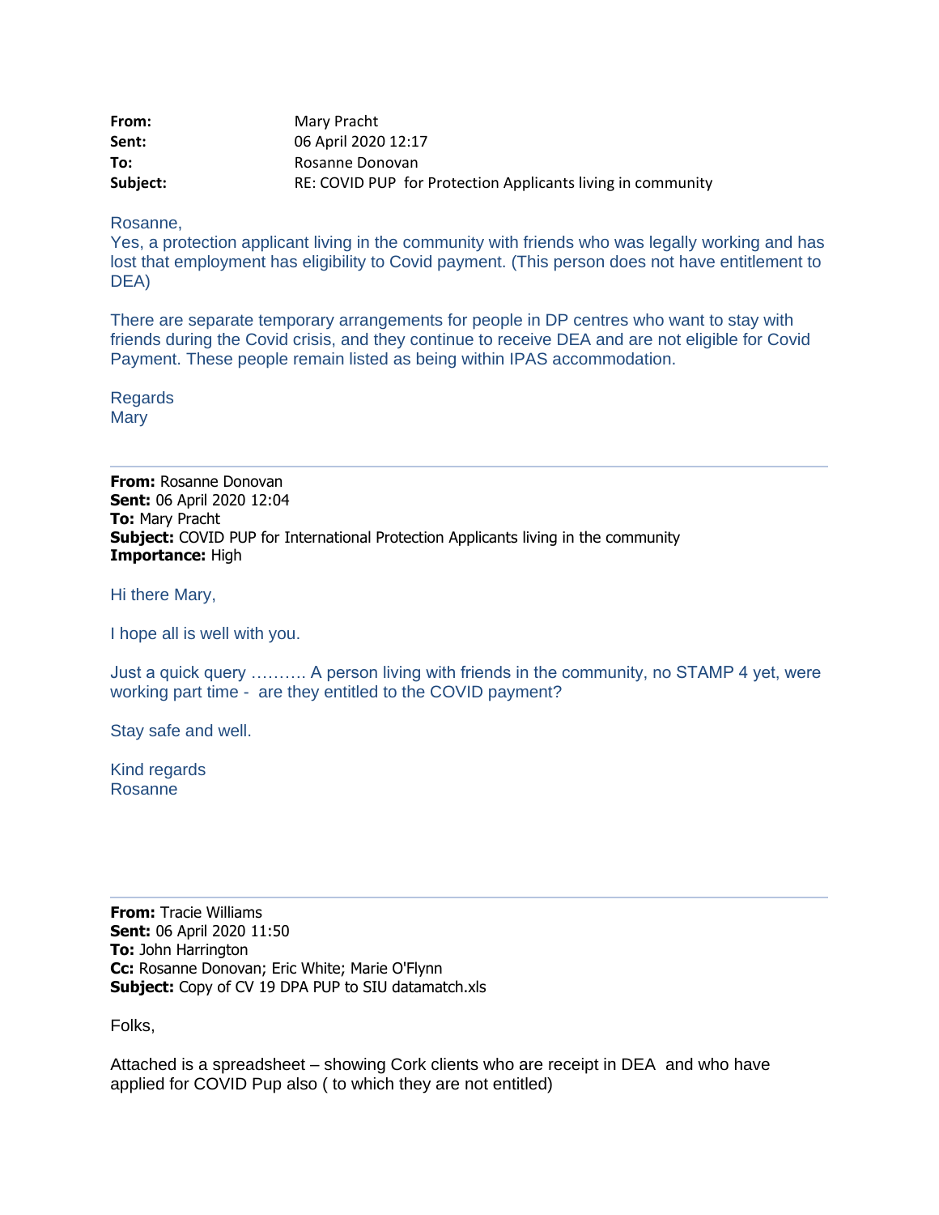| | |
|---|---|
| **From:** | Mary Pracht |
| **Sent:** | 06 April 2020 12:17 |
| **To:** | Rosanne Donovan |
| **Subject:** | RE: COVID PUP for Protection Applicants living in community |

Rosanne,
Yes, a protection applicant living in the community with friends who was legally working and has lost that employment has eligibility to Covid payment. (This person does not have entitlement to DEA)

There are separate temporary arrangements for people in DP centres who want to stay with friends during the Covid crisis, and they continue to receive DEA and are not eligible for Covid Payment. These people remain listed as being within IPAS accommodation.

Regards
Mary

---

**From:** Rosanne Donovan
**Sent:** 06 April 2020 12:04
**To:** Mary Pracht
**Subject:** COVID PUP for International Protection Applicants living in the community
**Importance:** High

Hi there Mary,

I hope all is well with you.

Just a quick query ………. A person living with friends in the community, no STAMP 4 yet, were working part time - are they entitled to the COVID payment?

Stay safe and well.

Kind regards
Rosanne

---

**From:** Tracie Williams
**Sent:** 06 April 2020 11:50
**To:** John Harrington
**Cc:** Rosanne Donovan; Eric White; Marie O'Flynn
**Subject:** Copy of CV 19 DPA PUP to SIU datamatch.xls

Folks,

Attached is a spreadsheet – showing Cork clients who are receipt in DEA and who have applied for COVID Pup also ( to which they are not entitled)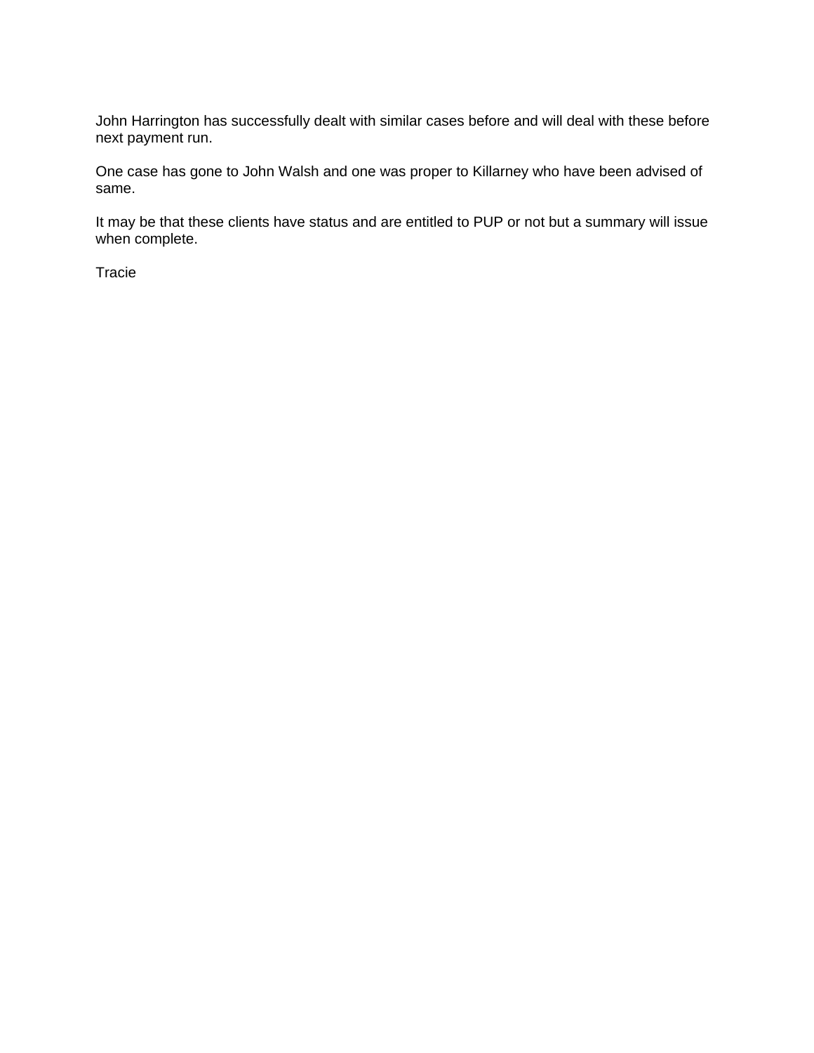John Harrington has successfully dealt with similar cases before and will deal with these before next payment run.

One case has gone to John Walsh and one was proper to Killarney who have been advised of same.

It may be that these clients have status and are entitled to PUP or not but a summary will issue when complete.

Tracie